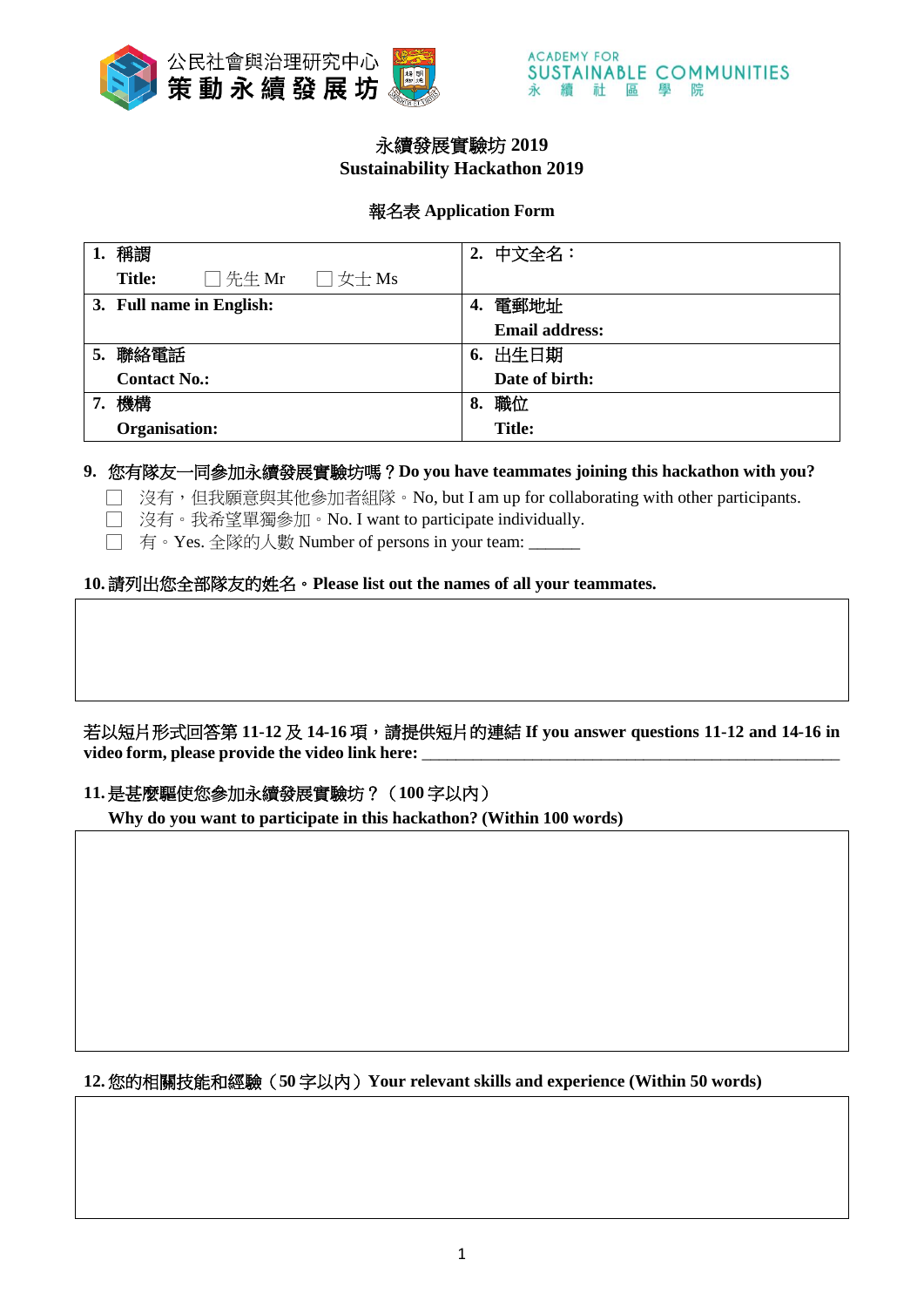公民社會與治理研究中心 策動永續發展坊

ACADEMY FOR SUSTAINABLE COMMUNITIES 永續社區學院

# 永續發展實驗坊 2019
# Sustainability Hackathon 2019

## 報名表 Application Form

| | |
|---|---|
| **1. 稱謂**<br>**Title:** ☐ 先生 Mr ☐ 女士 Ms | **2. 中文全名：** |
| **3. Full name in English:** | **4. 電郵地址**<br>**Email address:** |
| **5. 聯絡電話**<br>**Contact No.:** | **6. 出生日期**<br>**Date of birth:** |
| **7. 機構**<br>**Organisation:** | **8. 職位**<br>**Title:** |

**9. 您有隊友一同參加永續發展實驗坊嗎？Do you have teammates joining this hackathon with you?**

☐ 沒有，但我願意與其他參加者組隊。No, but I am up for collaborating with other participants.
☐ 沒有。我希望單獨參加。No. I want to participate individually.
☐ 有。Yes. 全隊的人數 Number of persons in your team: ______

**10. 請列出您全部隊友的姓名。Please list out the names of all your teammates.**

| |
|---|
| |

**若以短片形式回答第 11-12 及 14-16 項，請提供短片的連結 If you answer questions 11-12 and 14-16 in video form, please provide the video link here:** ________________________________________________

**11. 是甚麼驅使您參加永續發展實驗坊？（100 字以內）**
**Why do you want to participate in this hackathon? (Within 100 words)**

| |
|---|
| |

**12. 您的相關技能和經驗（50 字以內）Your relevant skills and experience (Within 50 words)**

| |
|---|
| |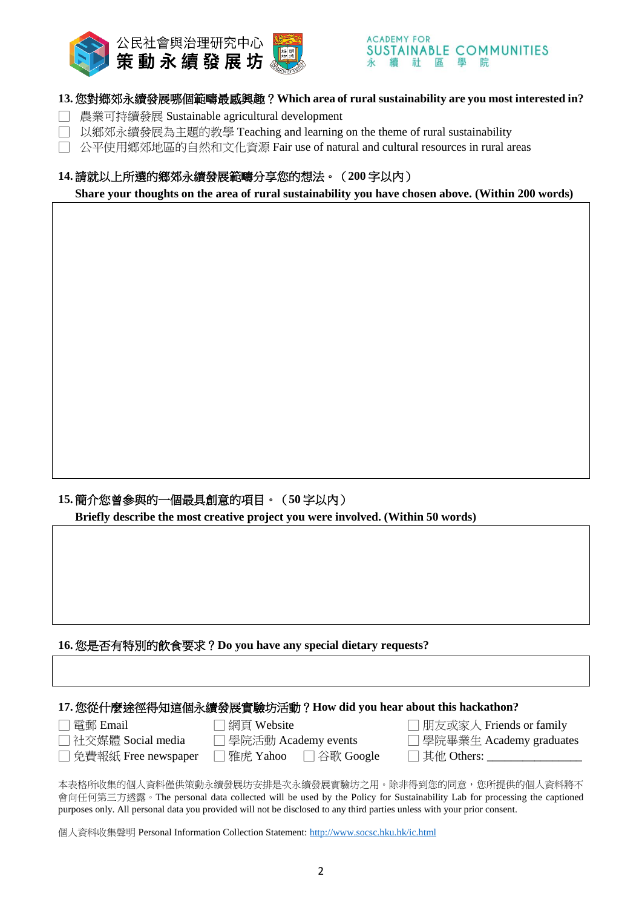**13. 您對鄉郊永續發展哪個範疇最感興趣？Which area of rural sustainability are you most interested in?**

☐ 農業可持續發展 Sustainable agricultural development

☐ 以鄉郊永續發展為主題的教學 Teaching and learning on the theme of rural sustainability

☐ 公平使用鄉郊地區的自然和文化資源 Fair use of natural and cultural resources in rural areas

**14. 請就以上所選的鄉郊永續發展範疇分享您的想法。（200 字以內）**

**Share your thoughts on the area of rural sustainability you have chosen above. (Within 200 words)**

**15. 簡介您曾參與的一個最具創意的項目。（50 字以內）**

**Briefly describe the most creative project you were involved. (Within 50 words)**

**16. 您是否有特別的飲食要求？Do you have any special dietary requests?**

**17. 您從什麼途徑得知這個永續發展實驗坊活動？How did you hear about this hackathon?**

☐ 電郵 Email ☐ 網頁 Website ☐ 朋友或家人 Friends or family

☐ 社交媒體 Social media ☐ 學院活動 Academy events ☐ 學院畢業生 Academy graduates

☐ 免費報紙 Free newspaper ☐ 雅虎 Yahoo ☐ 谷歌 Google ☐ 其他 Others: ________________

本表格所收集的個人資料僅供策動永續發展坊安排是次永續發展實驗坊之用。除非得到您的同意，您所提供的個人資料將不會向任何第三方透露。The personal data collected will be used by the Policy for Sustainability Lab for processing the captioned purposes only. All personal data you provided will not be disclosed to any third parties unless with your prior consent.

個人資料收集聲明 Personal Information Collection Statement: http://www.socsc.hku.hk/ic.html